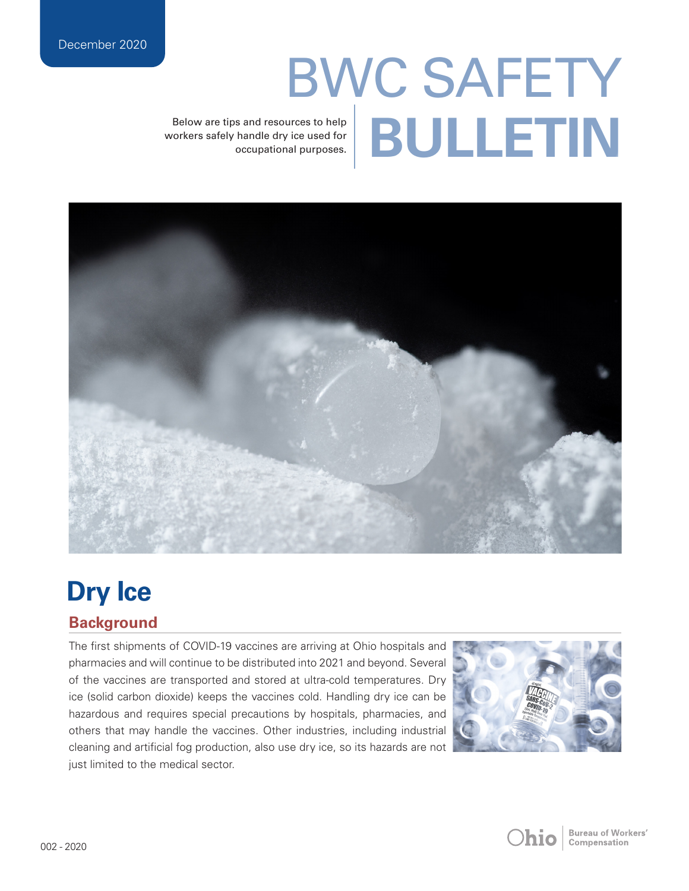December 2020

# BWC SAFETY BULLETIN

Below are tips and resources to help workers safely handle dry ice used for occupational purposes.

## Dry Ice

### Background

The first shipments of COVID-19 vaccines are arriving at Ohio hospitals and pharmacies and will continue to be distributed into 2021 and beyond. Several of the vaccines are transported and stored at ultra-cold temperatures. Dry ice (solid carbon dioxide) keeps the vaccines cold. Handling dry ice can be hazardous and requires special precautions by hospitals, pharmacies, and others that may handle the vaccines. Other industries, including industrial cleaning and artificial fog production, also use dry ice, so its hazards are not just limited to the medical sector.

002 - 2020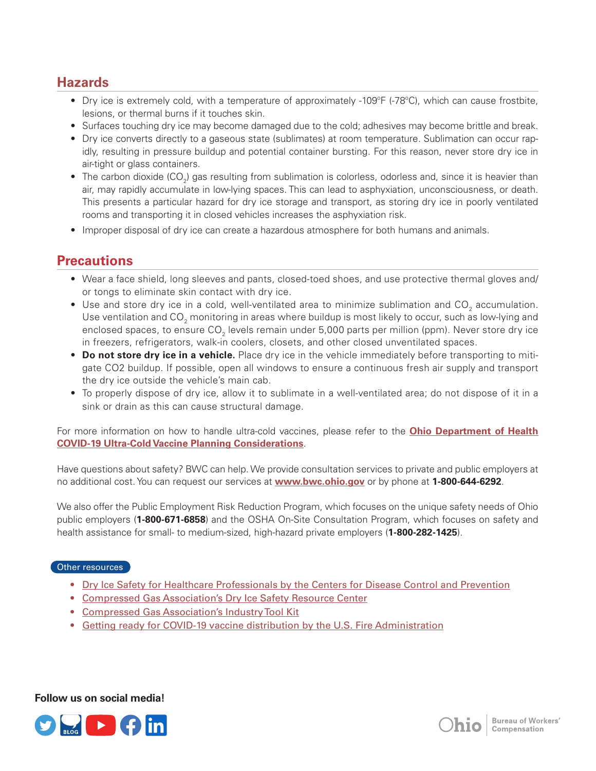## Hazards

- Dry ice is extremely cold, with a temperature of approximately -109°F (-78°C), which can cause frostbite, lesions, or thermal burns if it touches skin.
- Surfaces touching dry ice may become damaged due to the cold; adhesives may become brittle and break.
- Dry ice converts directly to a gaseous state (sublimates) at room temperature. Sublimation can occur rapidly, resulting in pressure buildup and potential container bursting. For this reason, never store dry ice in air-tight or glass containers.
- The carbon dioxide ($CO_2$) gas resulting from sublimation is colorless, odorless and, since it is heavier than air, may rapidly accumulate in low-lying spaces. This can lead to asphyxiation, unconsciousness, or death. This presents a particular hazard for dry ice storage and transport, as storing dry ice in poorly ventilated rooms and transporting it in closed vehicles increases the asphyxiation risk.
- Improper disposal of dry ice can create a hazardous atmosphere for both humans and animals.

## Precautions

- Wear a face shield, long sleeves and pants, closed-toed shoes, and use protective thermal gloves and/or tongs to eliminate skin contact with dry ice.
- Use and store dry ice in a cold, well-ventilated area to minimize sublimation and $CO_2$ accumulation. Use ventilation and $CO_2$ monitoring in areas where buildup is most likely to occur, such as low-lying and enclosed spaces, to ensure $CO_2$ levels remain under 5,000 parts per million (ppm). Never store dry ice in freezers, refrigerators, walk-in coolers, closets, and other closed unventilated spaces.
- **Do not store dry ice in a vehicle.** Place dry ice in the vehicle immediately before transporting to mitigate CO2 buildup. If possible, open all windows to ensure a continuous fresh air supply and transport the dry ice outside the vehicle's main cab.
- To properly dispose of dry ice, allow it to sublimate in a well-ventilated area; do not dispose of it in a sink or drain as this can cause structural damage.

For more information on how to handle ultra-cold vaccines, please refer to the **Ohio Department of Health COVID-19 Ultra-Cold Vaccine Planning Considerations**.

Have questions about safety? BWC can help. We provide consultation services to private and public employers at no additional cost. You can request our services at **www.bwc.ohio.gov** or by phone at **1-800-644-6292**.

We also offer the Public Employment Risk Reduction Program, which focuses on the unique safety needs of Ohio public employers (**1-800-671-6858**) and the OSHA On-Site Consultation Program, which focuses on safety and health assistance for small- to medium-sized, high-hazard private employers (**1-800-282-1425**).

Other resources

- Dry Ice Safety for Healthcare Professionals by the Centers for Disease Control and Prevention
- Compressed Gas Association's Dry Ice Safety Resource Center
- Compressed Gas Association's Industry Tool Kit
- Getting ready for COVID-19 vaccine distribution by the U.S. Fire Administration

**Follow us on social media!**

Ohio | Bureau of Workers' Compensation